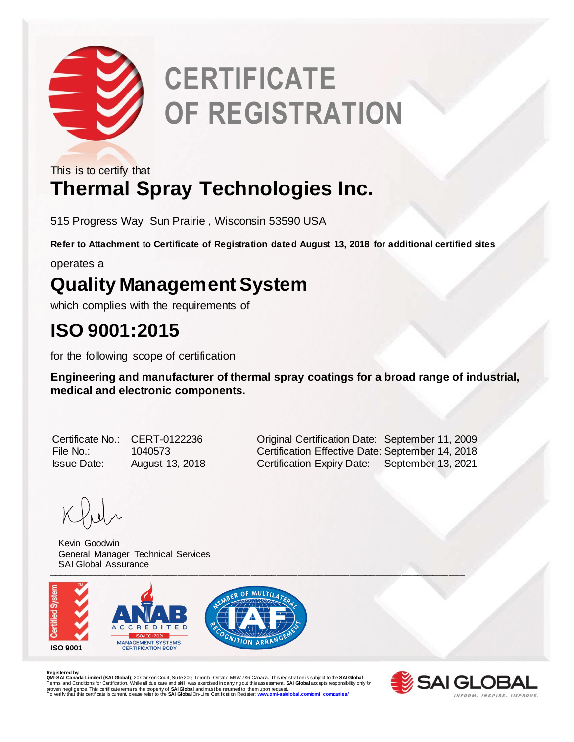# CERTIFICATE OF REGISTRATION

This is to certify that

## Thermal Spray Technologies Inc.

515 Progress Way Sun Prairie , Wisconsin 53590 USA

**Refer to Attachment to Certificate of Registration dated August 13, 2018 for additional certified sites**

operates a

## Quality Management System

which complies with the requirements of

## ISO 9001:2015

for the following scope of certification

**Engineering and manufacturer of thermal spray coatings for a broad range of industrial, medical and electronic components.**

| | | | |
|---|---|---|---|
| Certificate No.: | CERT-0122236 | Original Certification Date: | September 11, 2009 |
| File No.: | 1040573 | Certification Effective Date: | September 14, 2018 |
| Issue Date: | August 13, 2018 | Certification Expiry Date: | September 13, 2021 |

Kevin Goodwin
General Manager Technical Services
SAI Global Assurance

Certified System ISO 9001

ANAB ACCREDITED ISO/IEC 17021 MANAGEMENT SYSTEMS CERTIFICATION BODY

MEMBER OF MULTILATERAL RECOGNITION ARRANGEMENT IAF

**Registered by:**
**QMI-SAI Canada Limited (SAI Global)**, 20 Carlson Court, Suite 200, Toronto, Ontario M9W 7K6 Canada. This registration is subject to the **SAI Global** Terms and Conditions for Certification. While all due care and skill was exercised in carrying out this assessment, **SAI Global** accepts responsibility only for proven negligence. This certificate remains the property of **SAI Global** and must be returned to them upon request.
To verify that this certificate is current, please refer to the **SAI Global** On-Line Certification Register: **www.qmi-saiglobal.com/qmi_companies/**

SAI GLOBAL
INFORM. INSPIRE. IMPROVE.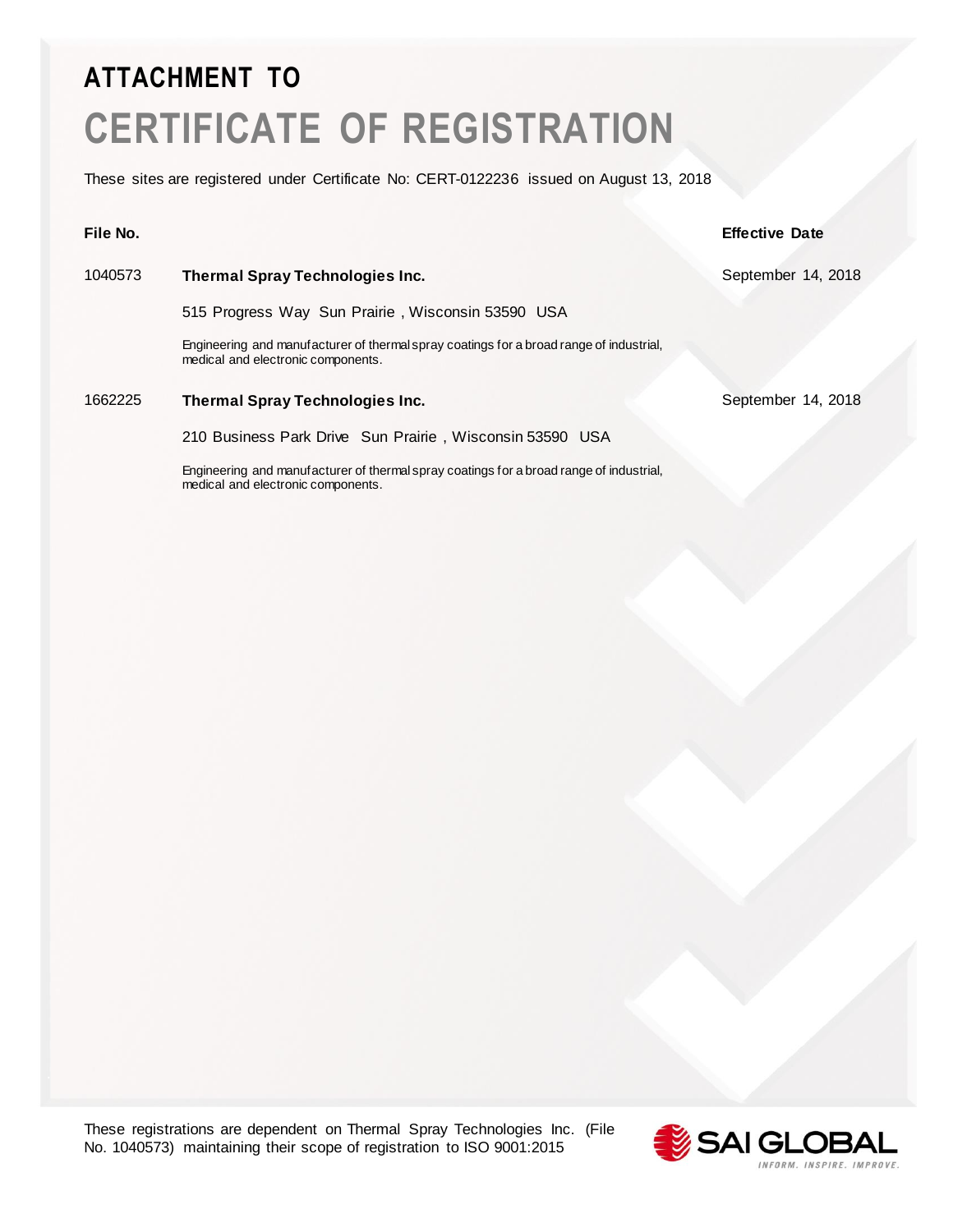# ATTACHMENT TO

# CERTIFICATE OF REGISTRATION

These sites are registered under Certificate No: CERT-0122236 issued on August 13, 2018

| File No. | | Effective Date |
|---|---|---|
| 1040573 | **Thermal Spray Technologies Inc.**<br>515 Progress Way Sun Prairie , Wisconsin 53590 USA<br>Engineering and manufacturer of thermal spray coatings for a broad range of industrial, medical and electronic components. | September 14, 2018 |
| 1662225 | **Thermal Spray Technologies Inc.**<br>210 Business Park Drive Sun Prairie , Wisconsin 53590 USA<br>Engineering and manufacturer of thermal spray coatings for a broad range of industrial, medical and electronic components. | September 14, 2018 |

These registrations are dependent on Thermal Spray Technologies Inc. (File No. 1040573) maintaining their scope of registration to ISO 9001:2015

SAI GLOBAL

INFORM. INSPIRE. IMPROVE.